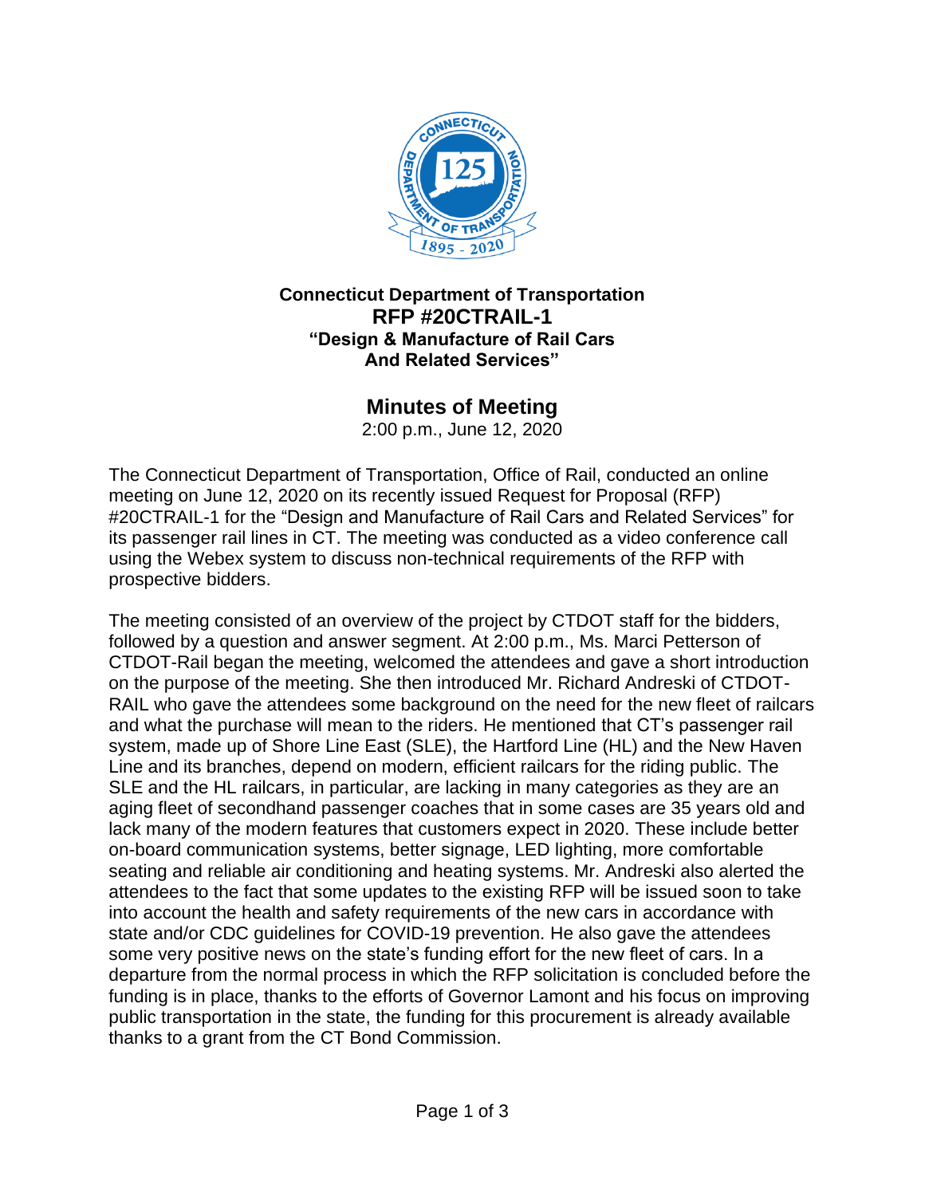**Connecticut Department of Transportation**

# RFP #20CTRAIL-1

**"Design & Manufacture of Rail Cars And Related Services"**

## Minutes of Meeting

2:00 p.m., June 12, 2020

The Connecticut Department of Transportation, Office of Rail, conducted an online meeting on June 12, 2020 on its recently issued Request for Proposal (RFP) #20CTRAIL-1 for the "Design and Manufacture of Rail Cars and Related Services" for its passenger rail lines in CT. The meeting was conducted as a video conference call using the Webex system to discuss non-technical requirements of the RFP with prospective bidders.

The meeting consisted of an overview of the project by CTDOT staff for the bidders, followed by a question and answer segment. At 2:00 p.m., Ms. Marci Petterson of CTDOT-Rail began the meeting, welcomed the attendees and gave a short introduction on the purpose of the meeting. She then introduced Mr. Richard Andreski of CTDOT-RAIL who gave the attendees some background on the need for the new fleet of railcars and what the purchase will mean to the riders. He mentioned that CT's passenger rail system, made up of Shore Line East (SLE), the Hartford Line (HL) and the New Haven Line and its branches, depend on modern, efficient railcars for the riding public. The SLE and the HL railcars, in particular, are lacking in many categories as they are an aging fleet of secondhand passenger coaches that in some cases are 35 years old and lack many of the modern features that customers expect in 2020. These include better on-board communication systems, better signage, LED lighting, more comfortable seating and reliable air conditioning and heating systems. Mr. Andreski also alerted the attendees to the fact that some updates to the existing RFP will be issued soon to take into account the health and safety requirements of the new cars in accordance with state and/or CDC guidelines for COVID-19 prevention. He also gave the attendees some very positive news on the state's funding effort for the new fleet of cars. In a departure from the normal process in which the RFP solicitation is concluded before the funding is in place, thanks to the efforts of Governor Lamont and his focus on improving public transportation in the state, the funding for this procurement is already available thanks to a grant from the CT Bond Commission.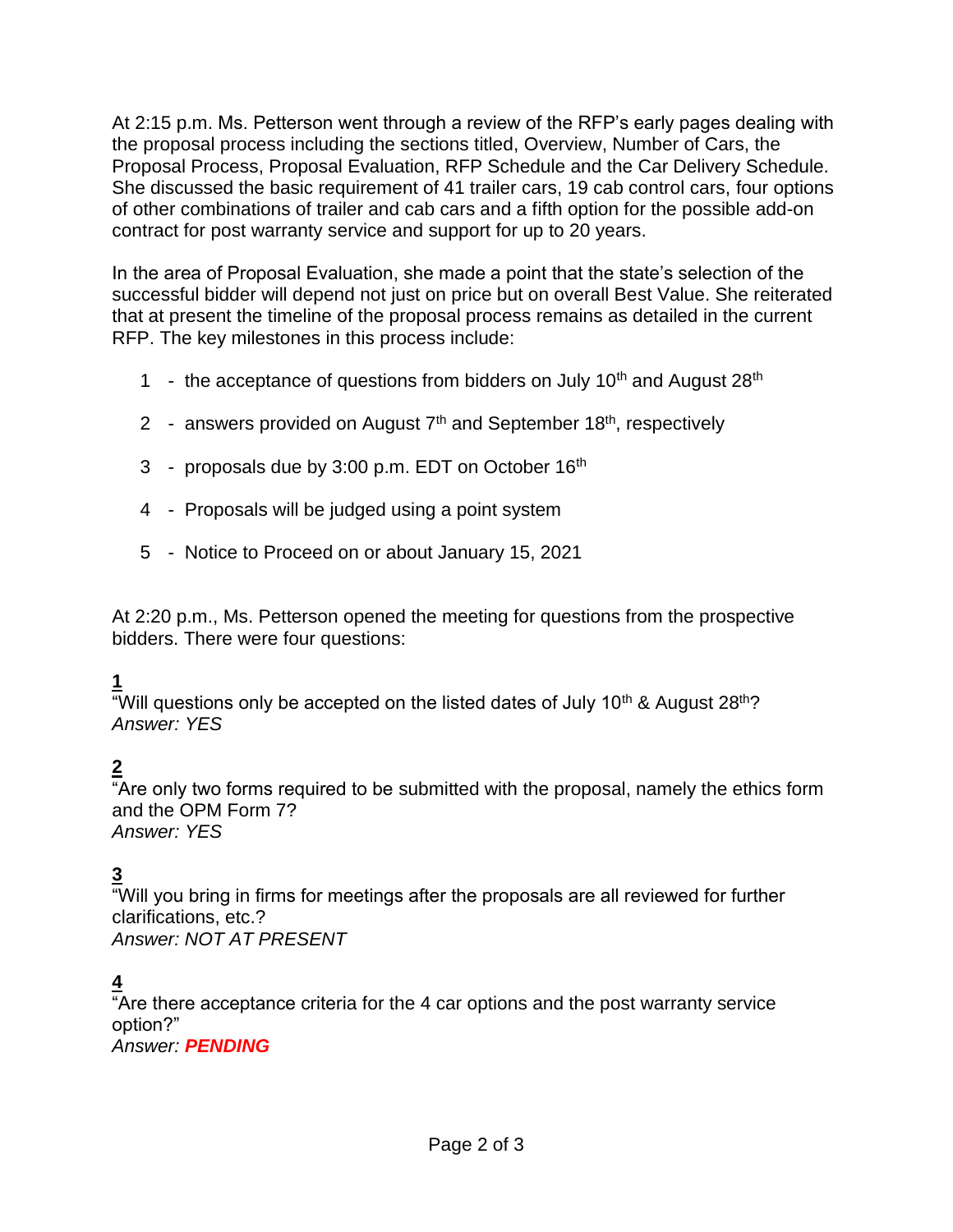At 2:15 p.m. Ms. Petterson went through a review of the RFP's early pages dealing with the proposal process including the sections titled, Overview, Number of Cars, the Proposal Process, Proposal Evaluation, RFP Schedule and the Car Delivery Schedule. She discussed the basic requirement of 41 trailer cars, 19 cab control cars, four options of other combinations of trailer and cab cars and a fifth option for the possible add-on contract for post warranty service and support for up to 20 years.

In the area of Proposal Evaluation, she made a point that the state's selection of the successful bidder will depend not just on price but on overall Best Value. She reiterated that at present the timeline of the proposal process remains as detailed in the current RFP. The key milestones in this process include:

1 - the acceptance of questions from bidders on July 10th and August 28th

2 - answers provided on August 7th and September 18th, respectively

3 - proposals due by 3:00 p.m. EDT on October 16th

4 - Proposals will be judged using a point system

5 - Notice to Proceed on or about January 15, 2021

At 2:20 p.m., Ms. Petterson opened the meeting for questions from the prospective bidders. There were four questions:

**1**
"Will questions only be accepted on the listed dates of July 10th & August 28th?
*Answer: YES*

**2**
"Are only two forms required to be submitted with the proposal, namely the ethics form and the OPM Form 7?
*Answer: YES*

**3**
"Will you bring in firms for meetings after the proposals are all reviewed for further clarifications, etc.?
*Answer: NOT AT PRESENT*

**4**
"Are there acceptance criteria for the 4 car options and the post warranty service option?"
*Answer:* ***PENDING***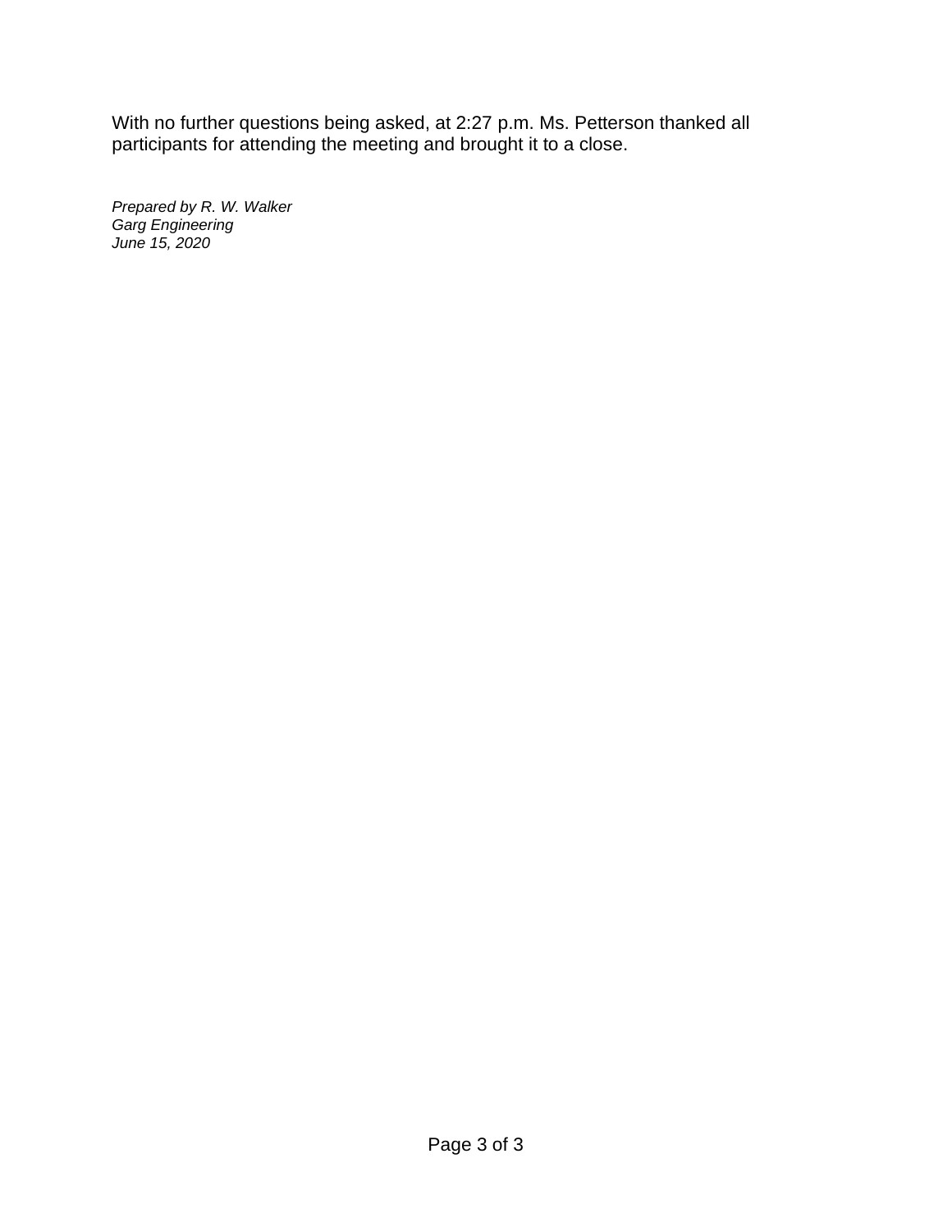With no further questions being asked, at 2:27 p.m. Ms. Petterson thanked all participants for attending the meeting and brought it to a close.

*Prepared by R. W. Walker*
*Garg Engineering*
*June 15, 2020*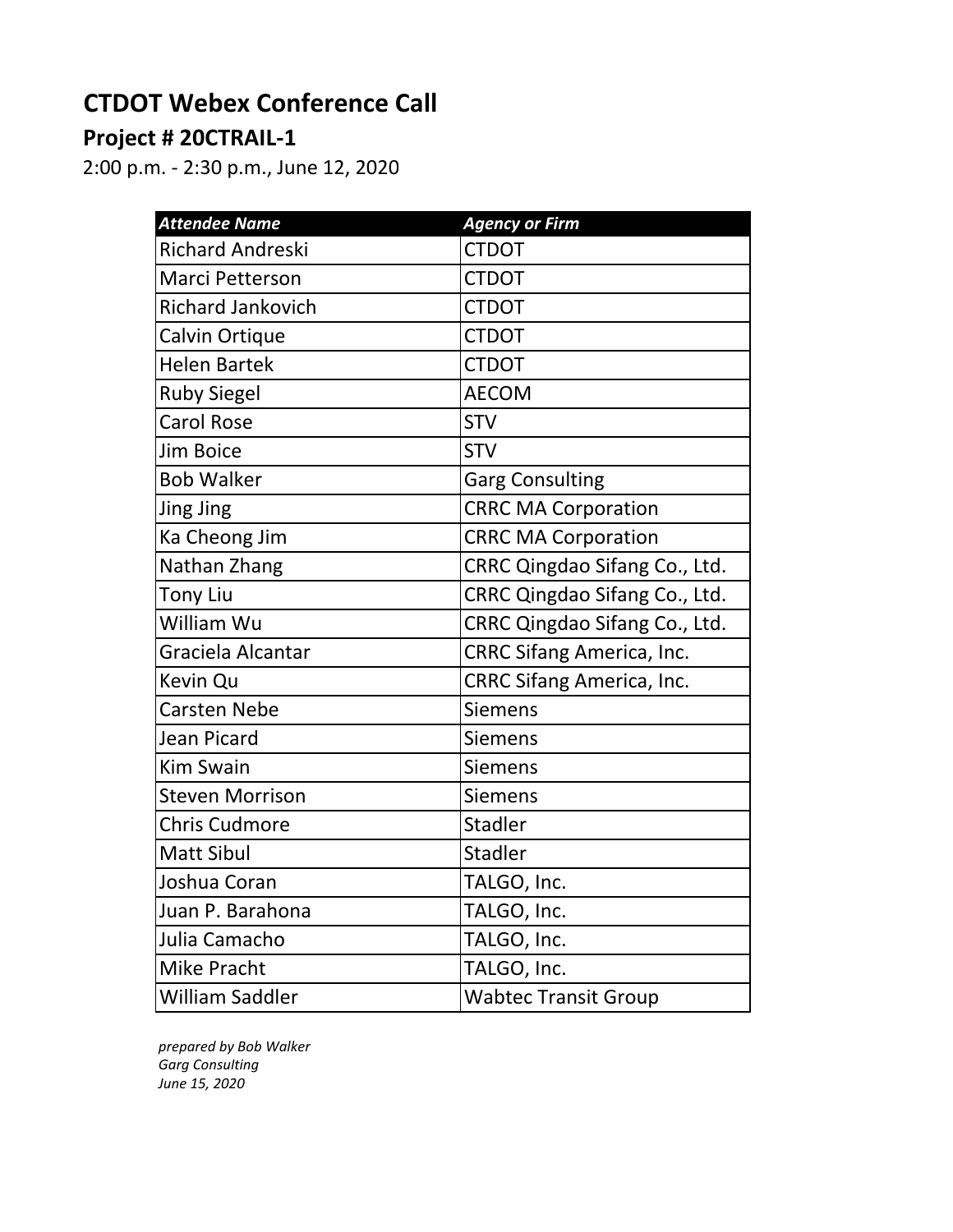# CTDOT Webex Conference Call

## Project # 20CTRAIL-1

2:00 p.m. - 2:30 p.m., June 12, 2020

| ***Attendee Name*** | ***Agency or Firm*** |
|---|---|
| Richard Andreski | CTDOT |
| Marci Petterson | CTDOT |
| Richard Jankovich | CTDOT |
| Calvin Ortique | CTDOT |
| Helen Bartek | CTDOT |
| Ruby Siegel | AECOM |
| Carol Rose | STV |
| Jim Boice | STV |
| Bob Walker | Garg Consulting |
| Jing Jing | CRRC MA Corporation |
| Ka Cheong Jim | CRRC MA Corporation |
| Nathan Zhang | CRRC Qingdao Sifang Co., Ltd. |
| Tony Liu | CRRC Qingdao Sifang Co., Ltd. |
| William Wu | CRRC Qingdao Sifang Co., Ltd. |
| Graciela Alcantar | CRRC Sifang America, Inc. |
| Kevin Qu | CRRC Sifang America, Inc. |
| Carsten Nebe | Siemens |
| Jean Picard | Siemens |
| Kim Swain | Siemens |
| Steven Morrison | Siemens |
| Chris Cudmore | Stadler |
| Matt Sibul | Stadler |
| Joshua Coran | TALGO, Inc. |
| Juan P. Barahona | TALGO, Inc. |
| Julia Camacho | TALGO, Inc. |
| Mike Pracht | TALGO, Inc. |
| William Saddler | Wabtec Transit Group |

*prepared by Bob Walker*
*Garg Consulting*
*June 15, 2020*